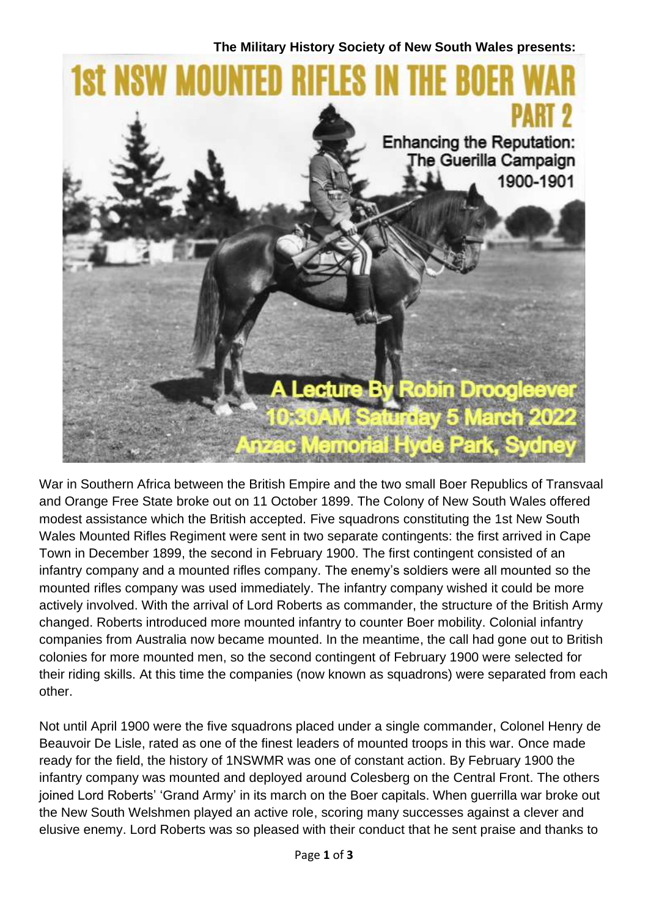**The Military History Society of New South Wales presents:**

# 1st NSW MOUNTED RIFLES IN THE BOER WAR

## PART 2

### Enhancing the Reputation: The Guerilla Campaign 1900-1901

**A Lecture By Robin Droogleever**
**10:30AM Saturday 5 March 2022**
**Anzac Memorial Hyde Park, Sydney**

War in Southern Africa between the British Empire and the two small Boer Republics of Transvaal and Orange Free State broke out on 11 October 1899. The Colony of New South Wales offered modest assistance which the British accepted. Five squadrons constituting the 1st New South Wales Mounted Rifles Regiment were sent in two separate contingents: the first arrived in Cape Town in December 1899, the second in February 1900. The first contingent consisted of an infantry company and a mounted rifles company. The enemy's soldiers were all mounted so the mounted rifles company was used immediately. The infantry company wished it could be more actively involved. With the arrival of Lord Roberts as commander, the structure of the British Army changed. Roberts introduced more mounted infantry to counter Boer mobility. Colonial infantry companies from Australia now became mounted. In the meantime, the call had gone out to British colonies for more mounted men, so the second contingent of February 1900 were selected for their riding skills. At this time the companies (now known as squadrons) were separated from each other.

Not until April 1900 were the five squadrons placed under a single commander, Colonel Henry de Beauvoir De Lisle, rated as one of the finest leaders of mounted troops in this war. Once made ready for the field, the history of 1NSWMR was one of constant action. By February 1900 the infantry company was mounted and deployed around Colesberg on the Central Front. The others joined Lord Roberts' 'Grand Army' in its march on the Boer capitals. When guerrilla war broke out the New South Welshmen played an active role, scoring many successes against a clever and elusive enemy. Lord Roberts was so pleased with their conduct that he sent praise and thanks to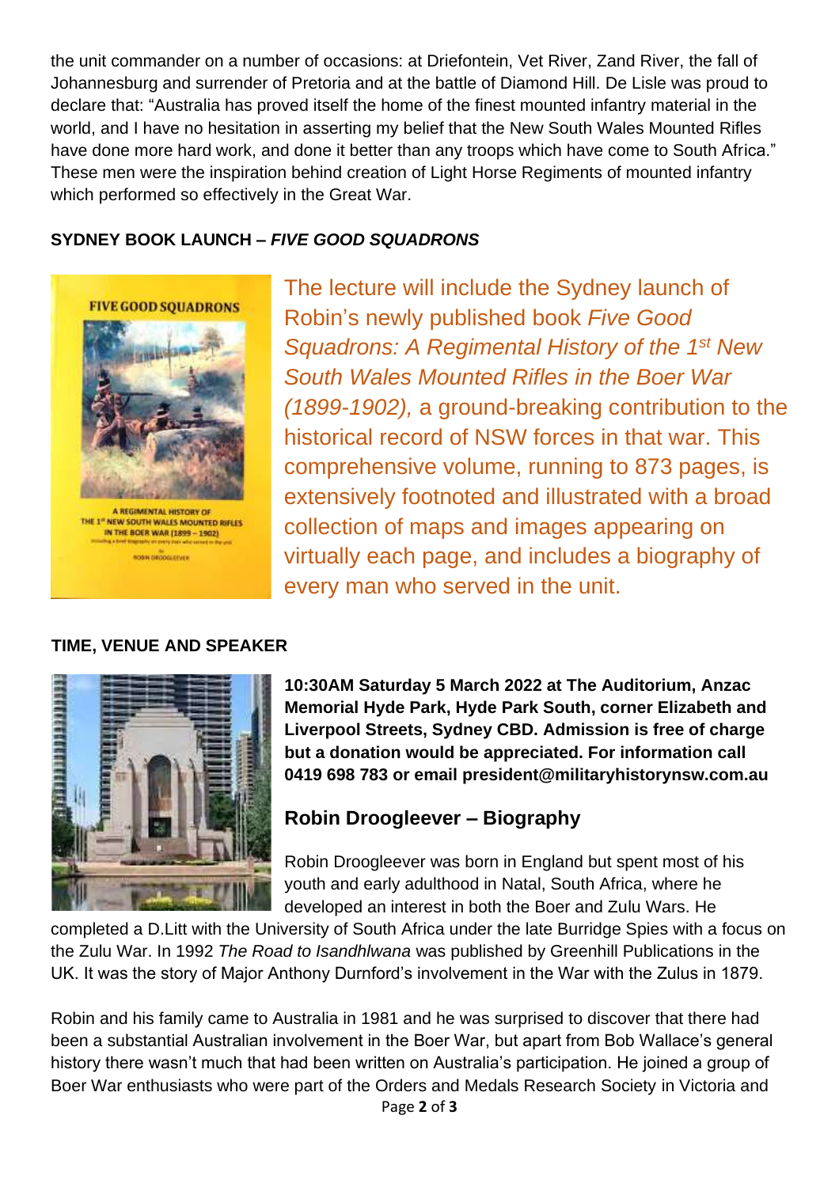the unit commander on a number of occasions: at Driefontein, Vet River, Zand River, the fall of Johannesburg and surrender of Pretoria and at the battle of Diamond Hill. De Lisle was proud to declare that: "Australia has proved itself the home of the finest mounted infantry material in the world, and I have no hesitation in asserting my belief that the New South Wales Mounted Rifles have done more hard work, and done it better than any troops which have come to South Africa." These men were the inspiration behind creation of Light Horse Regiments of mounted infantry which performed so effectively in the Great War.

## SYDNEY BOOK LAUNCH – *FIVE GOOD SQUADRONS*

The lecture will include the Sydney launch of Robin's newly published book *Five Good Squadrons: A Regimental History of the 1st New South Wales Mounted Rifles in the Boer War (1899-1902),* a ground-breaking contribution to the historical record of NSW forces in that war. This comprehensive volume, running to 873 pages, is extensively footnoted and illustrated with a broad collection of maps and images appearing on virtually each page, and includes a biography of every man who served in the unit.

## TIME, VENUE AND SPEAKER

**10:30AM Saturday 5 March 2022 at The Auditorium, Anzac Memorial Hyde Park, Hyde Park South, corner Elizabeth and Liverpool Streets, Sydney CBD. Admission is free of charge but a donation would be appreciated. For information call 0419 698 783 or email president@militaryhistorynsw.com.au**

### Robin Droogleever – Biography

Robin Droogleever was born in England but spent most of his youth and early adulthood in Natal, South Africa, where he developed an interest in both the Boer and Zulu Wars. He completed a D.Litt with the University of South Africa under the late Burridge Spies with a focus on the Zulu War. In 1992 *The Road to Isandhlwana* was published by Greenhill Publications in the UK. It was the story of Major Anthony Durnford's involvement in the War with the Zulus in 1879.

Robin and his family came to Australia in 1981 and he was surprised to discover that there had been a substantial Australian involvement in the Boer War, but apart from Bob Wallace's general history there wasn't much that had been written on Australia's participation. He joined a group of Boer War enthusiasts who were part of the Orders and Medals Research Society in Victoria and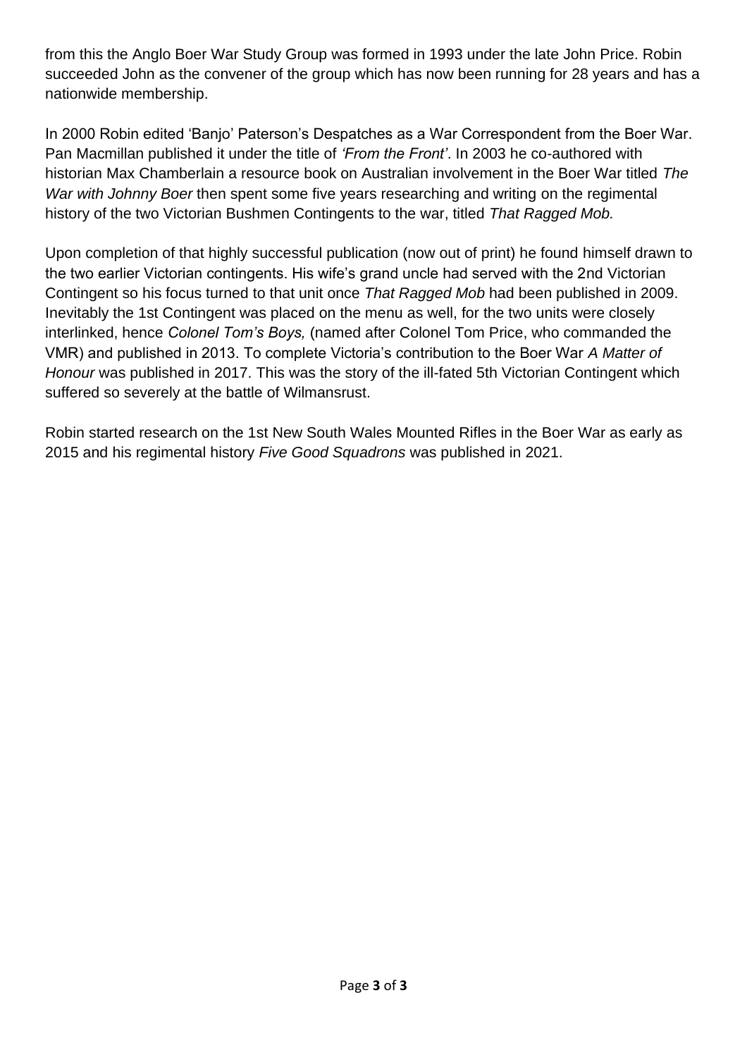from this the Anglo Boer War Study Group was formed in 1993 under the late John Price. Robin succeeded John as the convener of the group which has now been running for 28 years and has a nationwide membership.

In 2000 Robin edited 'Banjo' Paterson's Despatches as a War Correspondent from the Boer War. Pan Macmillan published it under the title of *'From the Front'*. In 2003 he co-authored with historian Max Chamberlain a resource book on Australian involvement in the Boer War titled *The War with Johnny Boer* then spent some five years researching and writing on the regimental history of the two Victorian Bushmen Contingents to the war, titled *That Ragged Mob.*

Upon completion of that highly successful publication (now out of print) he found himself drawn to the two earlier Victorian contingents. His wife's grand uncle had served with the 2nd Victorian Contingent so his focus turned to that unit once *That Ragged Mob* had been published in 2009. Inevitably the 1st Contingent was placed on the menu as well, for the two units were closely interlinked, hence *Colonel Tom's Boys,* (named after Colonel Tom Price, who commanded the VMR) and published in 2013. To complete Victoria's contribution to the Boer War *A Matter of Honour* was published in 2017. This was the story of the ill-fated 5th Victorian Contingent which suffered so severely at the battle of Wilmansrust.

Robin started research on the 1st New South Wales Mounted Rifles in the Boer War as early as 2015 and his regimental history *Five Good Squadrons* was published in 2021.